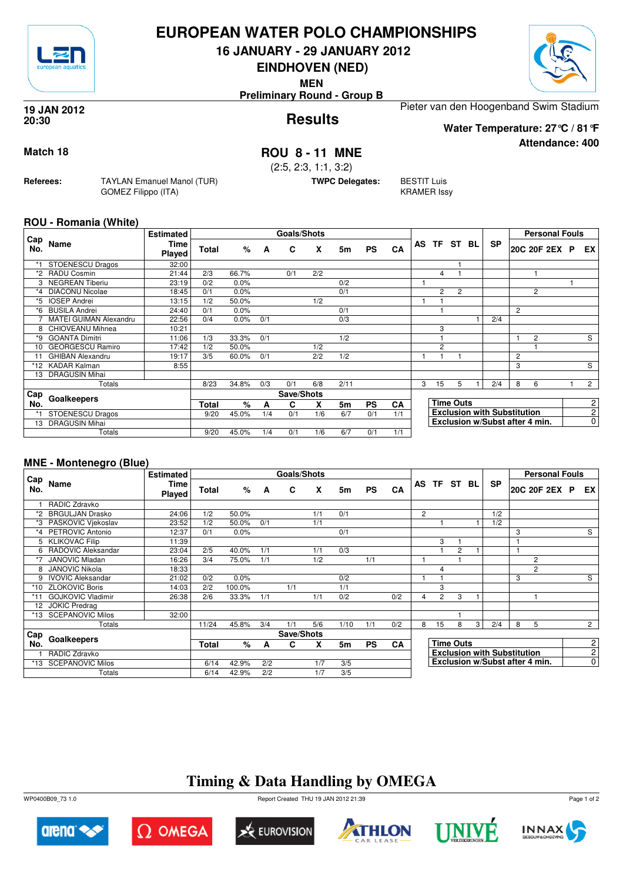# EUROPEAN WATER POLO CHAMPIONSHIPS

## 16 JANUARY - 29 JANUARY 2012

## EINDHOVEN (NED)

**MEN**

**Preliminary Round - Group B**

**19 JAN 2012 20:30**

## Results

Pieter van den Hoogenband Swim Stadium

**Water Temperature: 27°C / 81°F**

**Attendance: 400**

**Match 18**

## ROU 8 - 11 MNE

(2:5, 2:3, 1:1, 3:2)

**Referees:** TAYLAN Emanuel Manol (TUR), GOMEZ Filippo (ITA)

**TWPC Delegates:** BESTIT Luis, KRAMER Issy

### ROU - Romania (White)

| Cap No. | Name | Estimated Time Played | Total | % | A | C | X | 5m | PS | CA | AS | TF | ST | BL | SP | 20C | 20F | 2EX | P | EX |
|---|---|---|---|---|---|---|---|---|---|---|---|---|---|---|---|---|---|---|---|---|
| *1 | STOENESCU Dragos | 32:00 | | | | | | | | | | | 1 | | | | | | | |
| *2 | RADU Cosmin | 21:44 | 2/3 | 66.7% | | 0/1 | 2/2 | | | | | 4 | 1 | | | | 1 | | | |
| 3 | NEGREAN Tiberiu | 23:19 | 0/2 | 0.0% | | | | 0/2 | | | 1 | | | | | | | | 1 | |
| *4 | DIACONU Nicolae | 18:45 | 0/1 | 0.0% | | | | 0/1 | | | | 2 | 2 | | | | 2 | | | |
| *5 | IOSEP Andrei | 13:15 | 1/2 | 50.0% | | | 1/2 | | | | 1 | 1 | | | | | | | | |
| *6 | BUSILA Andrei | 24:40 | 0/1 | 0.0% | | | | 0/1 | | | | 1 | | | | 2 | | | | |
| 7 | MATEI GUIMAN Alexandru | 22:56 | 0/4 | 0.0% | 0/1 | | | 0/3 | | | | | | 1 | 2/4 | | | | | |
| 8 | CHIOVEANU Mihnea | 10:21 | | | | | | | | | | 3 | | | | | | | | |
| *9 | GOANTA Dimitri | 11:06 | 1/3 | 33.3% | 0/1 | | | 1/2 | | | | 1 | | | | 1 | 2 | | | S |
| 10 | GEORGESCU Ramiro | 17:42 | 1/2 | 50.0% | | | 1/2 | | | | | 2 | | | | | 1 | | | |
| 11 | GHIBAN Alexandru | 19:17 | 3/5 | 60.0% | 0/1 | | 2/2 | 1/2 | | | 1 | 1 | 1 | | | 2 | | | | |
| *12 | KADAR Kalman | 8:55 | | | | | | | | | | | | | | 3 | | | | S |
| 13 | DRAGUSIN Mihai | | | | | | | | | | | | | | | | | | | |
| | Totals | | 8/23 | 34.8% | 0/3 | 0/1 | 6/8 | 2/11 | | | 3 | 15 | 5 | 1 | 2/4 | 8 | 6 | | 1 | 2 |

| Cap No. | Goalkeepers | Total | % | A | C | X | 5m | PS | CA |
|---|---|---|---|---|---|---|---|---|---|
| *1 | STOENESCU Dragos | 9/20 | 45.0% | 1/4 | 0/1 | 1/6 | 6/7 | 0/1 | 1/1 |
| 13 | DRAGUSIN Mihai | | | | | | | | |
| | Totals | 9/20 | 45.0% | 1/4 | 0/1 | 1/6 | 6/7 | 0/1 | 1/1 |

| | |
|---|---|
| Time Outs | 2 |
| Exclusion with Substitution | 2 |
| Exclusion w/Subst after 4 min. | 0 |

### MNE - Montenegro (Blue)

| Cap No. | Name | Estimated Time Played | Total | % | A | C | X | 5m | PS | CA | AS | TF | ST | BL | SP | 20C | 20F | 2EX | P | EX |
|---|---|---|---|---|---|---|---|---|---|---|---|---|---|---|---|---|---|---|---|---|
| 1 | RADIC Zdravko | | | | | | | | | | | | | | | | | | | |
| *2 | BRGULJAN Drasko | 24:06 | 1/2 | 50.0% | | | 1/1 | 0/1 | | | 2 | | | | 1/2 | | | | | |
| *3 | PASKOVIC Vjekoslav | 23:52 | 1/2 | 50.0% | 0/1 | | 1/1 | | | | | 1 | | 1 | 1/2 | | | | | |
| *4 | PETROVIC Antonio | 12:37 | 0/1 | 0.0% | | | | 0/1 | | | | | | | | 3 | | | | S |
| 5 | KLIKOVAC Filip | 11:39 | | | | | | | | | | 3 | 1 | | | 1 | | | | |
| 6 | RADOVIC Aleksandar | 23:04 | 2/5 | 40.0% | 1/1 | | 1/1 | 0/3 | | | | 1 | 2 | 1 | | 1 | | | | |
| *7 | JANOVIC Mladan | 16:26 | 3/4 | 75.0% | 1/1 | | 1/2 | | 1/1 | | 1 | | 1 | | | | 2 | | | |
| 8 | JANOVIC Nikola | 18:33 | | | | | | | | | | 4 | | | | | 2 | | | |
| 9 | IVOVIC Aleksandar | 21:02 | 0/2 | 0.0% | | | | 0/2 | | | 1 | 1 | | | | 3 | | | | S |
| *10 | ZLOKOVIC Boris | 14:03 | 2/2 | 100.0% | | 1/1 | | 1/1 | | | | 3 | | | | | | | | |
| *11 | GOJKOVIC Vladimir | 26:38 | 2/6 | 33.3% | 1/1 | | 1/1 | 0/2 | | 0/2 | 4 | 2 | 3 | 1 | | | 1 | | | |
| 12 | JOKIC Predrag | | | | | | | | | | | | | | | | | | | |
| *13 | SCEPANOVIC Milos | 32:00 | | | | | | | | | | | 1 | | | | | | | |
| | Totals | | 11/24 | 45.8% | 3/4 | 1/1 | 5/6 | 1/10 | 1/1 | 0/2 | 8 | 15 | 8 | 3 | 2/4 | 8 | 5 | | | 2 |

| Cap No. | Goalkeepers | Total | % | A | C | X | 5m | PS | CA |
|---|---|---|---|---|---|---|---|---|---|
| 1 | RADIC Zdravko | | | | | | | | |
| *13 | SCEPANOVIC Milos | 6/14 | 42.9% | 2/2 | | 1/7 | 3/5 | | |
| | Totals | 6/14 | 42.9% | 2/2 | | 1/7 | 3/5 | | |

| | |
|---|---|
| Time Outs | 2 |
| Exclusion with Substitution | 2 |
| Exclusion w/Subst after 4 min. | 0 |

## Timing & Data Handling by OMEGA

WP0400B09_73 1.0 Report Created THU 19 JAN 2012 21:39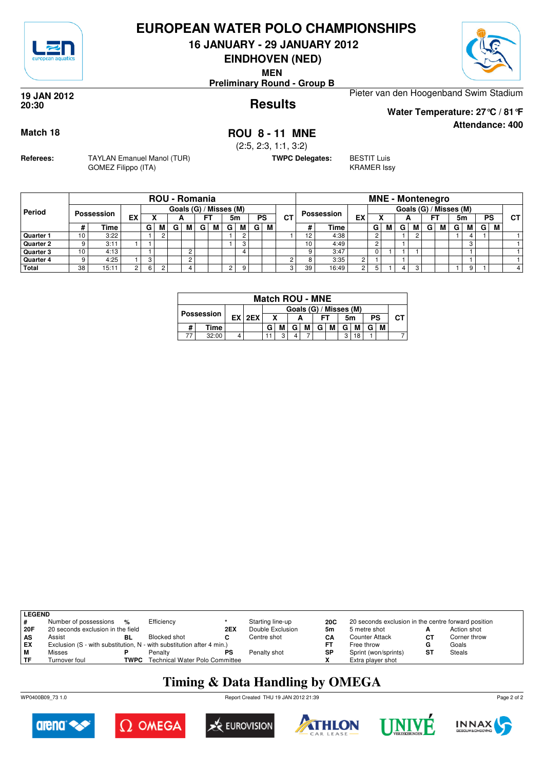# EUROPEAN WATER POLO CHAMPIONSHIPS

**16 JANUARY - 29 JANUARY 2012**

**EINDHOVEN (NED)**

**MEN**

**Preliminary Round - Group B**

**19 JAN 2012**
**20:30**

## Results

Pieter van den Hoogenband Swim Stadium

**Water Temperature: 27°C / 81°F**

**Attendance: 400**

**Match 18**

**ROU 8 - 11 MNE**

(2:5, 2:3, 1:1, 3:2)

**Referees:** TAYLAN Emanuel Manol (TUR), GOMEZ Filippo (ITA)

**TWPC Delegates:** BESTIT Luis, KRAMER Issy

| Period | ROU - Romania | | | | | | | | | | | | | | | | | MNE - Montenegro | | | | | | | | | | | | | | | | |
|---|---|---|---|---|---|---|---|---|---|---|---|---|---|---|---|---|---|---|---|---|---|---|---|---|---|---|---|---|---|---|---|---|---|---|
| | Possession | | EX | Goals (G) / Misses (M) | | | | | | | | | | | | CT | Possession | | EX | Goals (G) / Misses (M) | | | | | | | | | | | | CT |
| | | | | X | | A | | FT | | 5m | | PS | | | | | | | | X | | A | | FT | | 5m | | PS | | | | |
| | # | Time | | G | M | G | M | G | M | G | M | G | M | | | | # | Time | | G | M | G | M | G | M | G | M | G | M | | | |
| Quarter 1 | 10 | 3:22 | | 1 | 2 | | | | | 1 | 2 | | | | | 1 | 12 | 4:38 | | 2 | | 1 | 2 | | | 1 | 4 | 1 | | | | 1 |
| Quarter 2 | 9 | 3:11 | 1 | 1 | | | | | | 1 | 3 | | | | | 1 | 10 | 4:49 | | 2 | | 1 | | | | | 3 | | | | | 1 |
| Quarter 3 | 10 | 4:13 | | 1 | | | 2 | | | | 4 | | | | | 1 | 9 | 3:47 | | 0 | 1 | 1 | 1 | | | | 1 | | | | | 1 |
| Quarter 4 | 9 | 4:25 | 1 | 3 | | | 2 | | | | | | | | | 2 | 8 | 3:35 | 2 | 1 | | 1 | | | | | 1 | | | | | 1 |
| Total | 38 | 15:11 | 2 | 6 | 2 | | 4 | | | 2 | 9 | | | | | 3 | 39 | 16:49 | 2 | 5 | 1 | 4 | 3 | | | 1 | 9 | 1 | | | | 4 |

| Match ROU - MNE | | | | | | | | | | | | | | |
|---|---|---|---|---|---|---|---|---|---|---|---|---|---|---|
| Possession | | EX | 2EX | Goals (G) / Misses (M) | | | | | | | | | | CT |
| | | | | X | | A | | FT | | 5m | | PS | | |
| # | Time | | | G | M | G | M | G | M | G | M | G | M | |
| 77 | 32:00 | 4 | | 11 | 3 | 4 | 7 | | | 3 | 18 | 1 | | 7 |

| LEGEND | | | | | | | |
|---|---|---|---|---|---|---|---|
| # | Number of possessions | % | Efficiency | * | Starting line-up | 20C | 20 seconds exclusion in the centre forward position |
| 20F | 20 seconds exclusion in the field | | | 2EX | Double Exclusion | 5m | 5 metre shot | A | Action shot |
| AS | Assist | BL | Blocked shot | C | Centre shot | CA | Counter Attack | CT | Corner throw |
| EX | Exclusion (S - with substitution, N - with substitution after 4 min.) | | | | | FT | Free throw | G | Goals |
| M | Misses | P | Penalty | PS | Penalty shot | SP | Sprint (won/sprints) | ST | Steals |
| TF | Turnover foul | TWPC | Technical Water Polo Committee | | | X | Extra player shot | | |

## Timing & Data Handling by OMEGA

WP0400B09_73 1.0 Report Created THU 19 JAN 2012 21:39